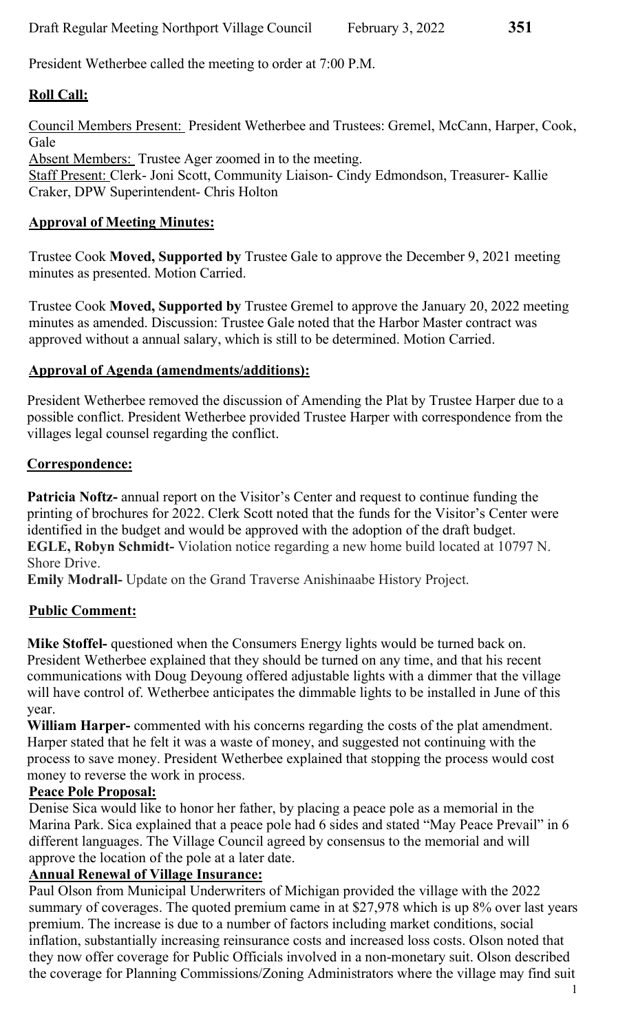President Wetherbee called the meeting to order at 7:00 P.M.

## Roll Call:

Council Members Present: President Wetherbee and Trustees: Gremel, McCann, Harper, Cook, Gale

Absent Members: Trustee Ager zoomed in to the meeting.

Staff Present: Clerk- Joni Scott, Community Liaison- Cindy Edmondson, Treasurer- Kallie Craker, DPW Superintendent- Chris Holton

## Approval of Meeting Minutes:

Trustee Cook **Moved, Supported by** Trustee Gale to approve the December 9, 2021 meeting minutes as presented. Motion Carried.

Trustee Cook **Moved, Supported by** Trustee Gremel to approve the January 20, 2022 meeting minutes as amended. Discussion: Trustee Gale noted that the Harbor Master contract was approved without a annual salary, which is still to be determined. Motion Carried.

## Approval of Agenda (amendments/additions):

President Wetherbee removed the discussion of Amending the Plat by Trustee Harper due to a possible conflict. President Wetherbee provided Trustee Harper with correspondence from the villages legal counsel regarding the conflict.

## Correspondence:

**Patricia Noftz-** annual report on the Visitor's Center and request to continue funding the printing of brochures for 2022. Clerk Scott noted that the funds for the Visitor's Center were identified in the budget and would be approved with the adoption of the draft budget.

**EGLE, Robyn Schmidt-** Violation notice regarding a new home build located at 10797 N. Shore Drive.

**Emily Modrall-** Update on the Grand Traverse Anishinaabe History Project.

## Public Comment:

**Mike Stoffel-** questioned when the Consumers Energy lights would be turned back on. President Wetherbee explained that they should be turned on any time, and that his recent communications with Doug Deyoung offered adjustable lights with a dimmer that the village will have control of. Wetherbee anticipates the dimmable lights to be installed in June of this year.

**William Harper-** commented with his concerns regarding the costs of the plat amendment. Harper stated that he felt it was a waste of money, and suggested not continuing with the process to save money. President Wetherbee explained that stopping the process would cost money to reverse the work in process.

## Peace Pole Proposal:

Denise Sica would like to honor her father, by placing a peace pole as a memorial in the Marina Park. Sica explained that a peace pole had 6 sides and stated "May Peace Prevail" in 6 different languages. The Village Council agreed by consensus to the memorial and will approve the location of the pole at a later date.

## Annual Renewal of Village Insurance:

Paul Olson from Municipal Underwriters of Michigan provided the village with the 2022 summary of coverages. The quoted premium came in at $27,978 which is up 8% over last years premium. The increase is due to a number of factors including market conditions, social inflation, substantially increasing reinsurance costs and increased loss costs. Olson noted that they now offer coverage for Public Officials involved in a non-monetary suit. Olson described the coverage for Planning Commissions/Zoning Administrators where the village may find suit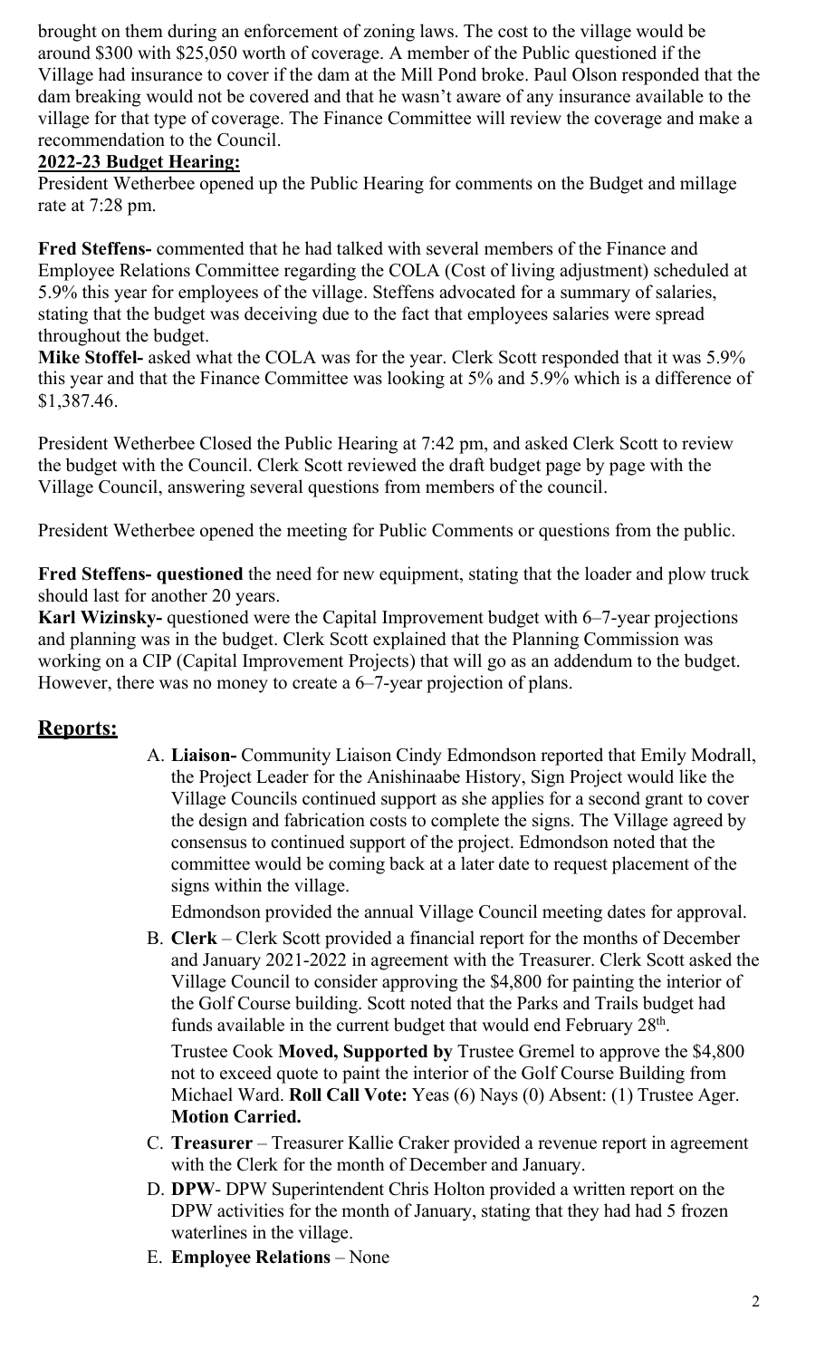brought on them during an enforcement of zoning laws. The cost to the village would be around $300 with $25,050 worth of coverage. A member of the Public questioned if the Village had insurance to cover if the dam at the Mill Pond broke. Paul Olson responded that the dam breaking would not be covered and that he wasn't aware of any insurance available to the village for that type of coverage. The Finance Committee will review the coverage and make a recommendation to the Council.

**2022-23 Budget Hearing:**

President Wetherbee opened up the Public Hearing for comments on the Budget and millage rate at 7:28 pm.

**Fred Steffens-** commented that he had talked with several members of the Finance and Employee Relations Committee regarding the COLA (Cost of living adjustment) scheduled at 5.9% this year for employees of the village. Steffens advocated for a summary of salaries, stating that the budget was deceiving due to the fact that employees salaries were spread throughout the budget.

**Mike Stoffel-** asked what the COLA was for the year. Clerk Scott responded that it was 5.9% this year and that the Finance Committee was looking at 5% and 5.9% which is a difference of $1,387.46.

President Wetherbee Closed the Public Hearing at 7:42 pm, and asked Clerk Scott to review the budget with the Council. Clerk Scott reviewed the draft budget page by page with the Village Council, answering several questions from members of the council.

President Wetherbee opened the meeting for Public Comments or questions from the public.

**Fred Steffens- questioned** the need for new equipment, stating that the loader and plow truck should last for another 20 years.

**Karl Wizinsky-** questioned were the Capital Improvement budget with 6–7-year projections and planning was in the budget. Clerk Scott explained that the Planning Commission was working on a CIP (Capital Improvement Projects) that will go as an addendum to the budget. However, there was no money to create a 6–7-year projection of plans.

## Reports:

A. **Liaison-** Community Liaison Cindy Edmondson reported that Emily Modrall, the Project Leader for the Anishinaabe History, Sign Project would like the Village Councils continued support as she applies for a second grant to cover the design and fabrication costs to complete the signs. The Village agreed by consensus to continued support of the project. Edmondson noted that the committee would be coming back at a later date to request placement of the signs within the village.

   Edmondson provided the annual Village Council meeting dates for approval.

B. **Clerk** – Clerk Scott provided a financial report for the months of December and January 2021-2022 in agreement with the Treasurer. Clerk Scott asked the Village Council to consider approving the $4,800 for painting the interior of the Golf Course building. Scott noted that the Parks and Trails budget had funds available in the current budget that would end February 28th.

   Trustee Cook **Moved, Supported by** Trustee Gremel to approve the $4,800 not to exceed quote to paint the interior of the Golf Course Building from Michael Ward. **Roll Call Vote:** Yeas (6) Nays (0) Absent: (1) Trustee Ager. **Motion Carried.**

C. **Treasurer** – Treasurer Kallie Craker provided a revenue report in agreement with the Clerk for the month of December and January.

D. **DPW**- DPW Superintendent Chris Holton provided a written report on the DPW activities for the month of January, stating that they had had 5 frozen waterlines in the village.

E. **Employee Relations** – None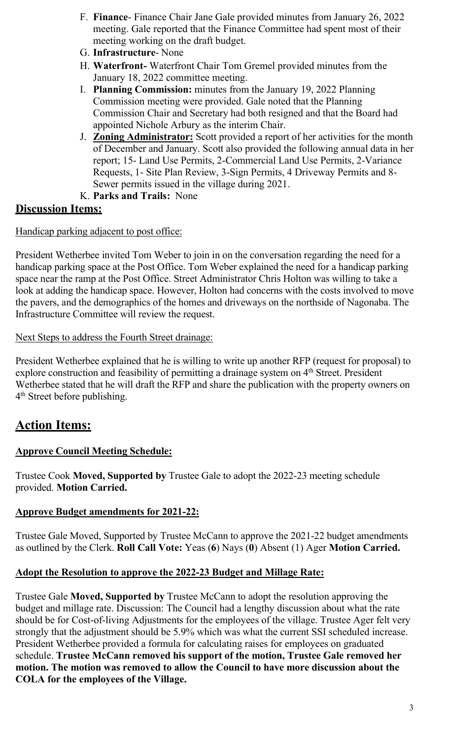F. **Finance**- Finance Chair Jane Gale provided minutes from January 26, 2022 meeting. Gale reported that the Finance Committee had spent most of their meeting working on the draft budget.

G. **Infrastructure**- None

H. **Waterfront-** Waterfront Chair Tom Gremel provided minutes from the January 18, 2022 committee meeting.

I. **Planning Commission:** minutes from the January 19, 2022 Planning Commission meeting were provided. Gale noted that the Planning Commission Chair and Secretary had both resigned and that the Board had appointed Nichole Arbury as the interim Chair.

J. **Zoning Administrator:** Scott provided a report of her activities for the month of December and January. Scott also provided the following annual data in her report; 15- Land Use Permits, 2-Commercial Land Use Permits, 2-Variance Requests, 1- Site Plan Review, 3-Sign Permits, 4 Driveway Permits and 8- Sewer permits issued in the village during 2021.

K. **Parks and Trails:** None

## Discussion Items:

Handicap parking adjacent to post office:

President Wetherbee invited Tom Weber to join in on the conversation regarding the need for a handicap parking space at the Post Office. Tom Weber explained the need for a handicap parking space near the ramp at the Post Office. Street Administrator Chris Holton was willing to take a look at adding the handicap space. However, Holton had concerns with the costs involved to move the pavers, and the demographics of the homes and driveways on the northside of Nagonaba. The Infrastructure Committee will review the request.

Next Steps to address the Fourth Street drainage:

President Wetherbee explained that he is willing to write up another RFP (request for proposal) to explore construction and feasibility of permitting a drainage system on 4th Street. President Wetherbee stated that he will draft the RFP and share the publication with the property owners on 4th Street before publishing.

# Action Items:

### Approve Council Meeting Schedule:

Trustee Cook **Moved, Supported by** Trustee Gale to adopt the 2022-23 meeting schedule provided. **Motion Carried.**

### Approve Budget amendments for 2021-22:

Trustee Gale Moved, Supported by Trustee McCann to approve the 2021-22 budget amendments as outlined by the Clerk. **Roll Call Vote:** Yeas (**6**) Nays (**0**) Absent (1) Ager **Motion Carried.**

### Adopt the Resolution to approve the 2022-23 Budget and Millage Rate:

Trustee Gale **Moved, Supported by** Trustee McCann to adopt the resolution approving the budget and millage rate. Discussion: The Council had a lengthy discussion about what the rate should be for Cost-of-living Adjustments for the employees of the village. Trustee Ager felt very strongly that the adjustment should be 5.9% which was what the current SSI scheduled increase. President Wetherbee provided a formula for calculating raises for employees on graduated schedule. **Trustee McCann removed his support of the motion, Trustee Gale removed her motion. The motion was removed to allow the Council to have more discussion about the COLA for the employees of the Village.**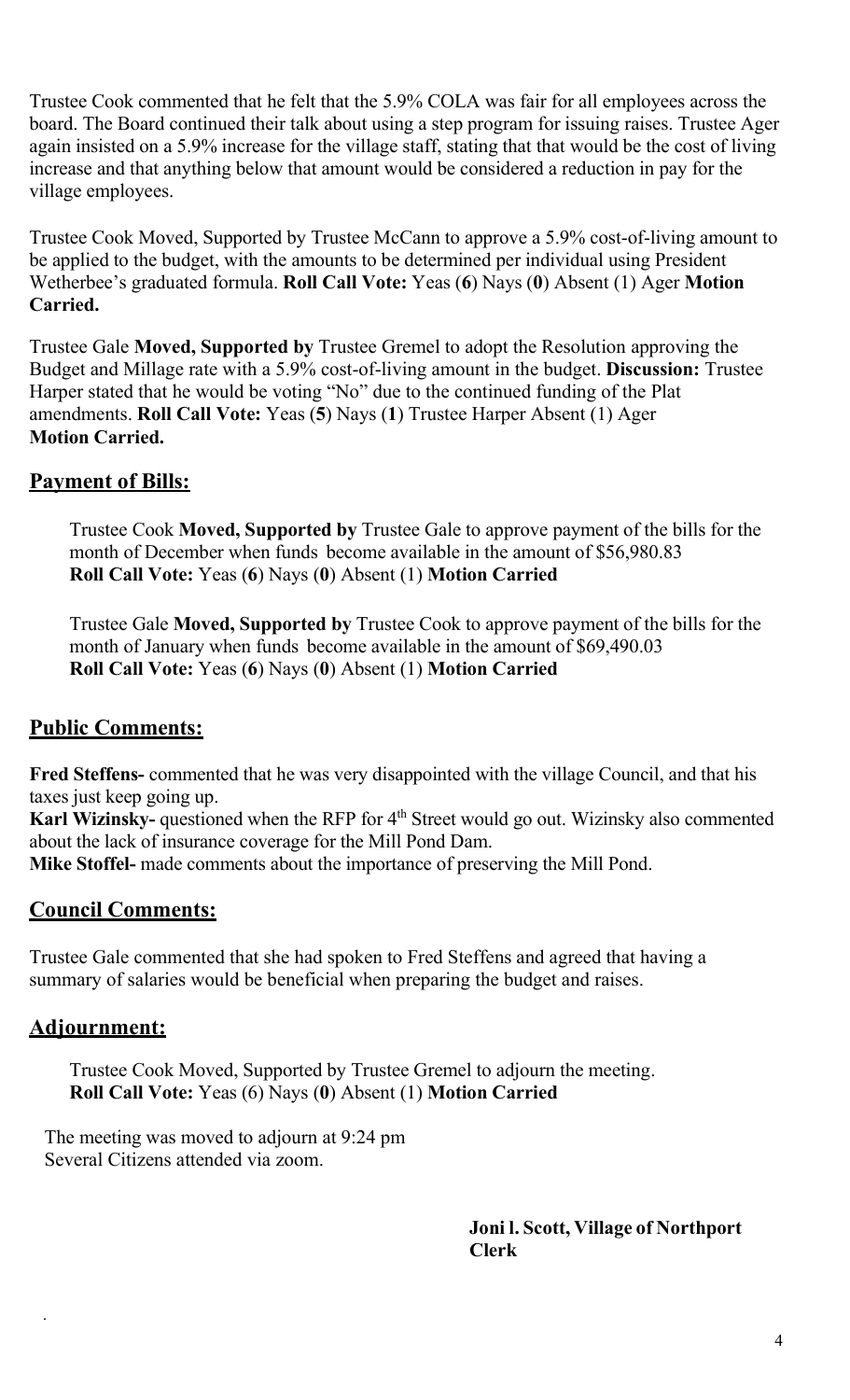Trustee Cook commented that he felt that the 5.9% COLA was fair for all employees across the board. The Board continued their talk about using a step program for issuing raises. Trustee Ager again insisted on a 5.9% increase for the village staff, stating that that would be the cost of living increase and that anything below that amount would be considered a reduction in pay for the village employees.

Trustee Cook Moved, Supported by Trustee McCann to approve a 5.9% cost-of-living amount to be applied to the budget, with the amounts to be determined per individual using President Wetherbee's graduated formula. **Roll Call Vote:** Yeas (**6**) Nays (**0**) Absent (1) Ager **Motion Carried.**

Trustee Gale **Moved, Supported by** Trustee Gremel to adopt the Resolution approving the Budget and Millage rate with a 5.9% cost-of-living amount in the budget. **Discussion:** Trustee Harper stated that he would be voting "No" due to the continued funding of the Plat amendments. **Roll Call Vote:** Yeas (**5**) Nays (**1**) Trustee Harper Absent (1) Ager **Motion Carried.**

## Payment of Bills:

Trustee Cook **Moved, Supported by** Trustee Gale to approve payment of the bills for the month of December when funds become available in the amount of $56,980.83
**Roll Call Vote:** Yeas (**6**) Nays (**0**) Absent (1) **Motion Carried**

Trustee Gale **Moved, Supported by** Trustee Cook to approve payment of the bills for the month of January when funds become available in the amount of $69,490.03
**Roll Call Vote:** Yeas (**6**) Nays (**0**) Absent (1) **Motion Carried**

## Public Comments:

**Fred Steffens-** commented that he was very disappointed with the village Council, and that his taxes just keep going up.
**Karl Wizinsky-** questioned when the RFP for 4th Street would go out. Wizinsky also commented about the lack of insurance coverage for the Mill Pond Dam.
**Mike Stoffel-** made comments about the importance of preserving the Mill Pond.

## Council Comments:

Trustee Gale commented that she had spoken to Fred Steffens and agreed that having a summary of salaries would be beneficial when preparing the budget and raises.

## Adjournment:

Trustee Cook Moved, Supported by Trustee Gremel to adjourn the meeting.
**Roll Call Vote:** Yeas (6) Nays (**0**) Absent (1) **Motion Carried**

The meeting was moved to adjourn at 9:24 pm
Several Citizens attended via zoom.

**Joni l. Scott, Village of Northport Clerk**